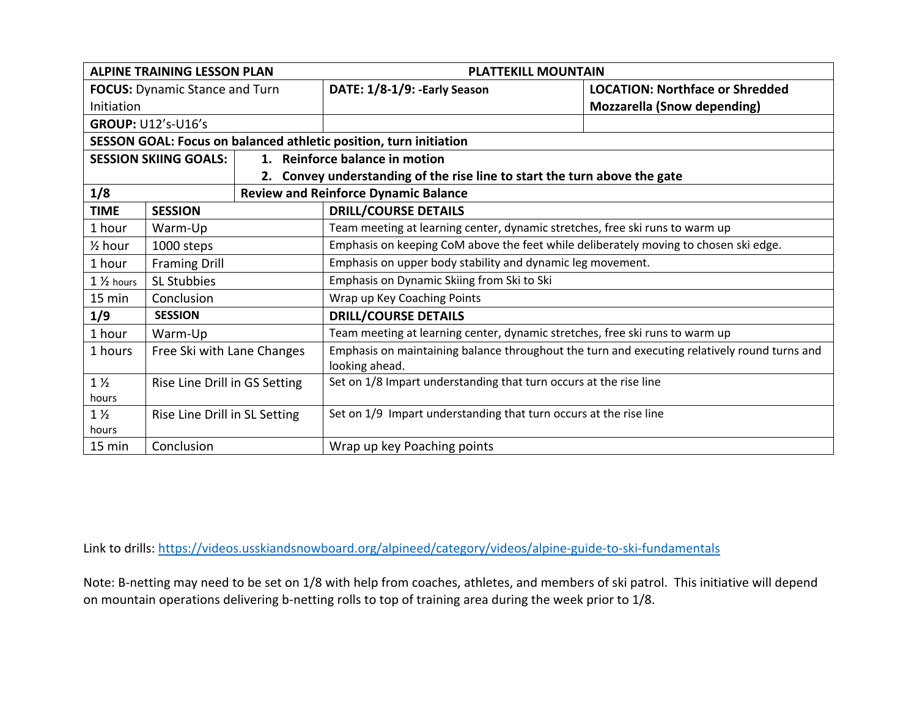| ALPINE TRAINING LESSON PLAN | | PLATTEKILL MOUNTAIN | |
|---|---|---|---|
| **FOCUS:** Dynamic Stance and Turn Initiation | | **DATE: 1/8-1/9: -Early Season** | **LOCATION: Northface or Shredded Mozzarella (Snow depending)** |
| **GROUP:** U12's-U16's | | | |
| **SESSON GOAL: Focus on balanced athletic position, turn initiation** | | | |
| **SESSION SKIING GOALS:** | 1. **Reinforce balance in motion**<br>2. **Convey understanding of the rise line to start the turn above the gate** | | |
| **1/8** | **Review and Reinforce Dynamic Balance** | | |
| **TIME** | **SESSION** | **DRILL/COURSE DETAILS** | |
| 1 hour | Warm-Up | Team meeting at learning center, dynamic stretches, free ski runs to warm up | |
| ½ hour | 1000 steps | Emphasis on keeping CoM above the feet while deliberately moving to chosen ski edge. | |
| 1 hour | Framing Drill | Emphasis on upper body stability and dynamic leg movement. | |
| 1 ½ hours | SL Stubbies | Emphasis on Dynamic Skiing from Ski to Ski | |
| 15 min | Conclusion | Wrap up Key Coaching Points | |
| **1/9** | **SESSION** | **DRILL/COURSE DETAILS** | |
| 1 hour | Warm-Up | Team meeting at learning center, dynamic stretches, free ski runs to warm up | |
| 1 hours | Free Ski with Lane Changes | Emphasis on maintaining balance throughout the turn and executing relatively round turns and looking ahead. | |
| 1 ½ hours | Rise Line Drill in GS Setting | Set on 1/8 Impart understanding that turn occurs at the rise line | |
| 1 ½ hours | Rise Line Drill in SL Setting | Set on 1/9 Impart understanding that turn occurs at the rise line | |
| 15 min | Conclusion | Wrap up key Poaching points | |

Link to drills: https://videos.usskiandsnowboard.org/alpineed/category/videos/alpine-guide-to-ski-fundamentals

Note: B-netting may need to be set on 1/8 with help from coaches, athletes, and members of ski patrol. This initiative will depend on mountain operations delivering b-netting rolls to top of training area during the week prior to 1/8.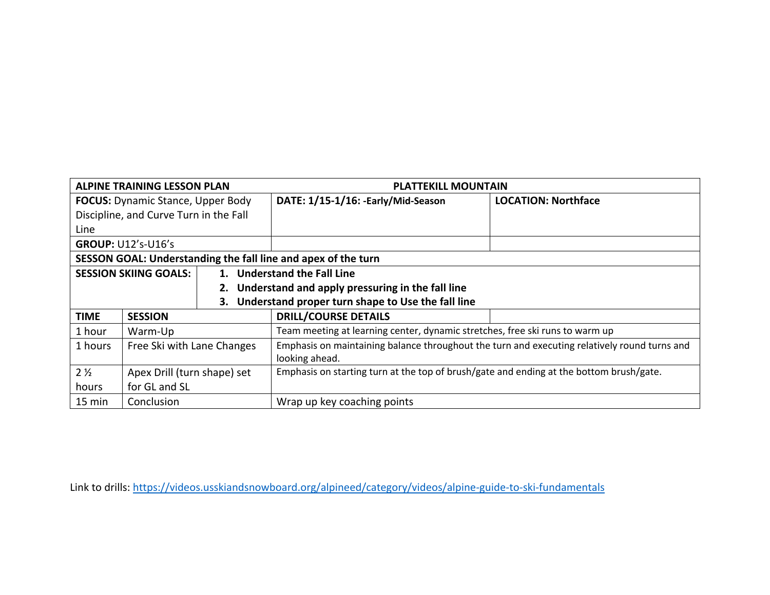| ALPINE TRAINING LESSON PLAN | | | PLATTEKILL MOUNTAIN | |
|---|---|---|---|---|
| **FOCUS:** Dynamic Stance, Upper Body Discipline, and Curve Turn in the Fall Line | | | **DATE: 1/15-1/16: -Early/Mid-Season** | **LOCATION: Northface** |
| **GROUP:** U12's-U16's | | | | |
| **SESSON GOAL: Understanding the fall line and apex of the turn** | | | | |
| **SESSION SKIING GOALS:** | | **1. Understand the Fall Line**<br>**2. Understand and apply pressuring in the fall line**<br>**3. Understand proper turn shape to Use the fall line** | | |
| **TIME** | **SESSION** | | **DRILL/COURSE DETAILS** | |
| 1 hour | Warm-Up | | Team meeting at learning center, dynamic stretches, free ski runs to warm up | |
| 1 hours | Free Ski with Lane Changes | | Emphasis on maintaining balance throughout the turn and executing relatively round turns and looking ahead. | |
| 2 ½ hours | Apex Drill (turn shape) set for GL and SL | | Emphasis on starting turn at the top of brush/gate and ending at the bottom brush/gate. | |
| 15 min | Conclusion | | Wrap up key coaching points | |

Link to drills: https://videos.usskiandsnowboard.org/alpineed/category/videos/alpine-guide-to-ski-fundamentals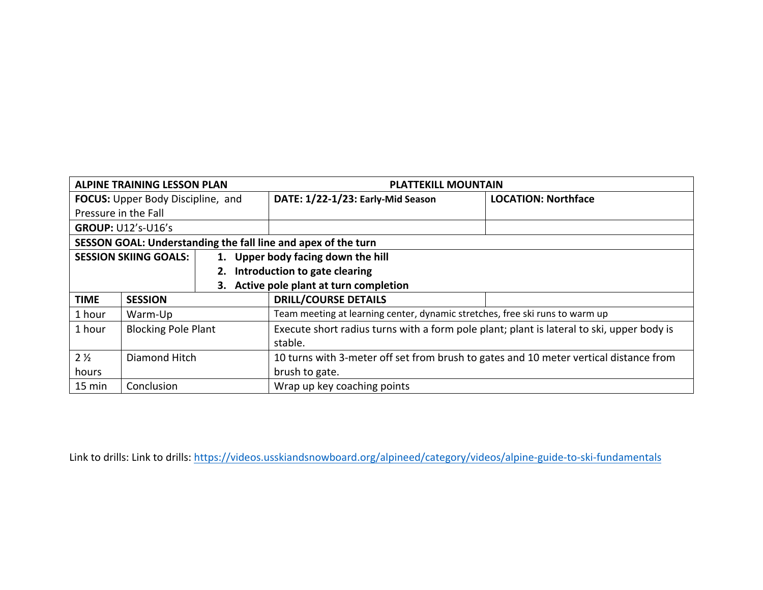| ALPINE TRAINING LESSON PLAN | | PLATTEKILL MOUNTAIN | |
|---|---|---|---|
| **FOCUS:** Upper Body Discipline, and Pressure in the Fall | | **DATE: 1/22-1/23: Early-Mid Season** | **LOCATION: Northface** |
| **GROUP:** U12's-U16's | | | |
| **SESSON GOAL: Understanding the fall line and apex of the turn** | | | |
| **SESSION SKIING GOALS:** | **1. Upper body facing down the hill**<br>**2. Introduction to gate clearing**<br>**3. Active pole plant at turn completion** | | |
| **TIME** | **SESSION** | **DRILL/COURSE DETAILS** | |
| 1 hour | Warm-Up | Team meeting at learning center, dynamic stretches, free ski runs to warm up | |
| 1 hour | Blocking Pole Plant | Execute short radius turns with a form pole plant; plant is lateral to ski, upper body is stable. | |
| 2 ½ hours | Diamond Hitch | 10 turns with 3-meter off set from brush to gates and 10 meter vertical distance from brush to gate. | |
| 15 min | Conclusion | Wrap up key coaching points | |

Link to drills: Link to drills: https://videos.usskiandsnowboard.org/alpineed/category/videos/alpine-guide-to-ski-fundamentals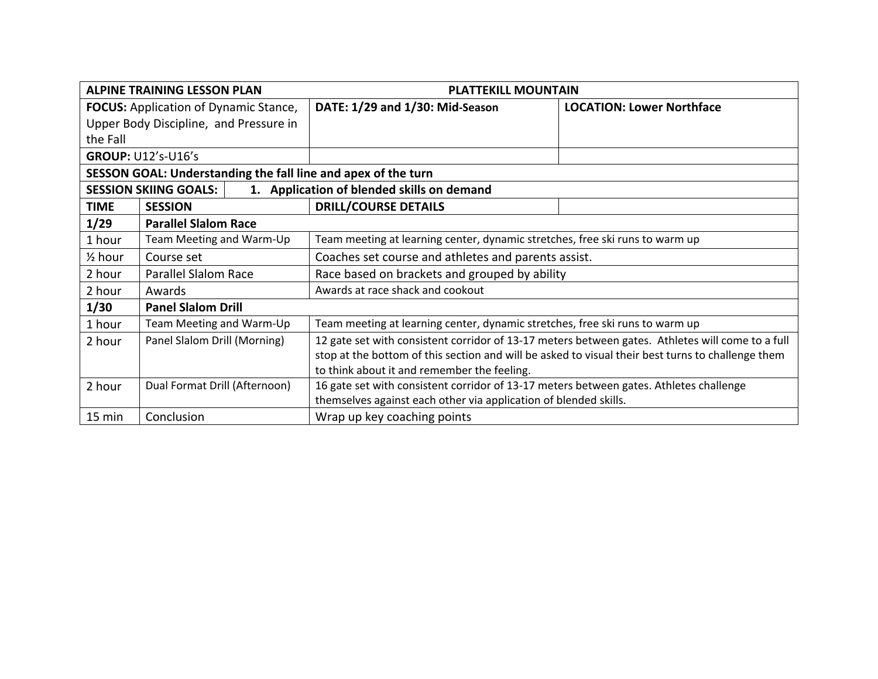| ALPINE TRAINING LESSON PLAN | | PLATTEKILL MOUNTAIN | |
|---|---|---|---|
| **FOCUS:** Application of Dynamic Stance, Upper Body Discipline, and Pressure in the Fall | | **DATE: 1/29 and 1/30: Mid-Season** | **LOCATION: Lower Northface** |
| **GROUP:** U12's-U16's | | | |
| **SESSON GOAL: Understanding the fall line and apex of the turn** | | | |
| **SESSION SKIING GOALS:** | | **1. Application of blended skills on demand** | |
| **TIME** | **SESSION** | **DRILL/COURSE DETAILS** | |
| **1/29** | **Parallel Slalom Race** | | |
| 1 hour | Team Meeting and Warm-Up | Team meeting at learning center, dynamic stretches, free ski runs to warm up | |
| ½ hour | Course set | Coaches set course and athletes and parents assist. | |
| 2 hour | Parallel Slalom Race | Race based on brackets and grouped by ability | |
| 2 hour | Awards | Awards at race shack and cookout | |
| **1/30** | **Panel Slalom Drill** | | |
| 1 hour | Team Meeting and Warm-Up | Team meeting at learning center, dynamic stretches, free ski runs to warm up | |
| 2 hour | Panel Slalom Drill (Morning) | 12 gate set with consistent corridor of 13-17 meters between gates. Athletes will come to a full stop at the bottom of this section and will be asked to visual their best turns to challenge them to think about it and remember the feeling. | |
| 2 hour | Dual Format Drill (Afternoon) | 16 gate set with consistent corridor of 13-17 meters between gates. Athletes challenge themselves against each other via application of blended skills. | |
| 15 min | Conclusion | Wrap up key coaching points | |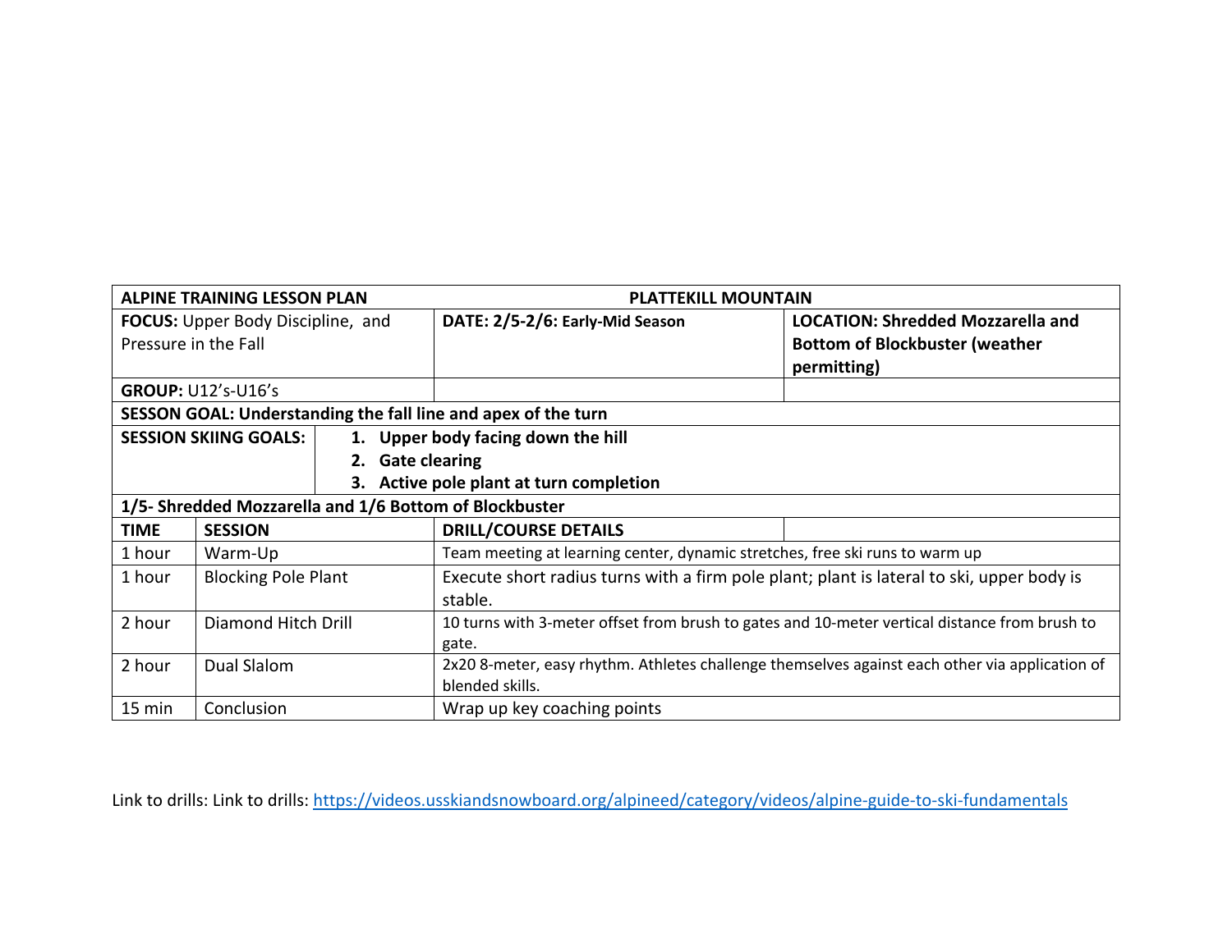| ALPINE TRAINING LESSON PLAN | | | PLATTEKILL MOUNTAIN | |
|---|---|---|---|---|
| **FOCUS:** Upper Body Discipline, and Pressure in the Fall | | | **DATE: 2/5-2/6: Early-Mid Season** | **LOCATION: Shredded Mozzarella and Bottom of Blockbuster (weather permitting)** |
| **GROUP:** U12's-U16's | | | | |
| **SESSON GOAL: Understanding the fall line and apex of the turn** | | | | |
| **SESSION SKIING GOALS:** | | **1. Upper body facing down the hill<br>2. Gate clearing<br>3. Active pole plant at turn completion** | | |
| **1/5- Shredded Mozzarella and 1/6 Bottom of Blockbuster** | | | | |
| **TIME** | **SESSION** | | **DRILL/COURSE DETAILS** | |
| 1 hour | Warm-Up | | Team meeting at learning center, dynamic stretches, free ski runs to warm up | |
| 1 hour | Blocking Pole Plant | | Execute short radius turns with a firm pole plant; plant is lateral to ski, upper body is stable. | |
| 2 hour | Diamond Hitch Drill | | 10 turns with 3-meter offset from brush to gates and 10-meter vertical distance from brush to gate. | |
| 2 hour | Dual Slalom | | 2x20 8-meter, easy rhythm. Athletes challenge themselves against each other via application of blended skills. | |
| 15 min | Conclusion | | Wrap up key coaching points | |

Link to drills: Link to drills: https://videos.usskiandsnowboard.org/alpineed/category/videos/alpine-guide-to-ski-fundamentals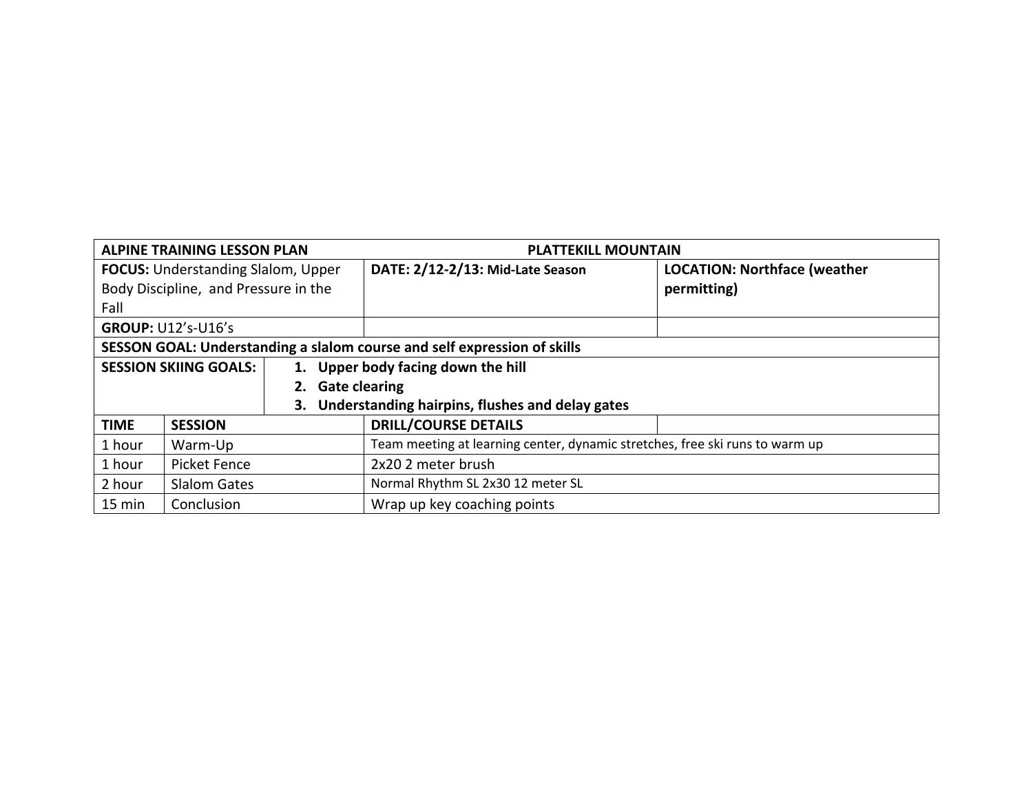| ALPINE TRAINING LESSON PLAN | | PLATTEKILL MOUNTAIN | |
|---|---|---|---|
| **FOCUS:** Understanding Slalom, Upper Body Discipline, and Pressure in the Fall | | **DATE: 2/12-2/13: Mid-Late Season** | **LOCATION: Northface (weather permitting)** |
| **GROUP:** U12's-U16's | | | |
| **SESSON GOAL: Understanding a slalom course and self expression of skills** | | | |
| **SESSION SKIING GOALS:** | | 1. **Upper body facing down the hill**<br>2. **Gate clearing**<br>3. **Understanding hairpins, flushes and delay gates** | |
| **TIME** | **SESSION** | **DRILL/COURSE DETAILS** | |
| 1 hour | Warm-Up | Team meeting at learning center, dynamic stretches, free ski runs to warm up | |
| 1 hour | Picket Fence | 2x20 2 meter brush | |
| 2 hour | Slalom Gates | Normal Rhythm SL 2x30 12 meter SL | |
| 15 min | Conclusion | Wrap up key coaching points | |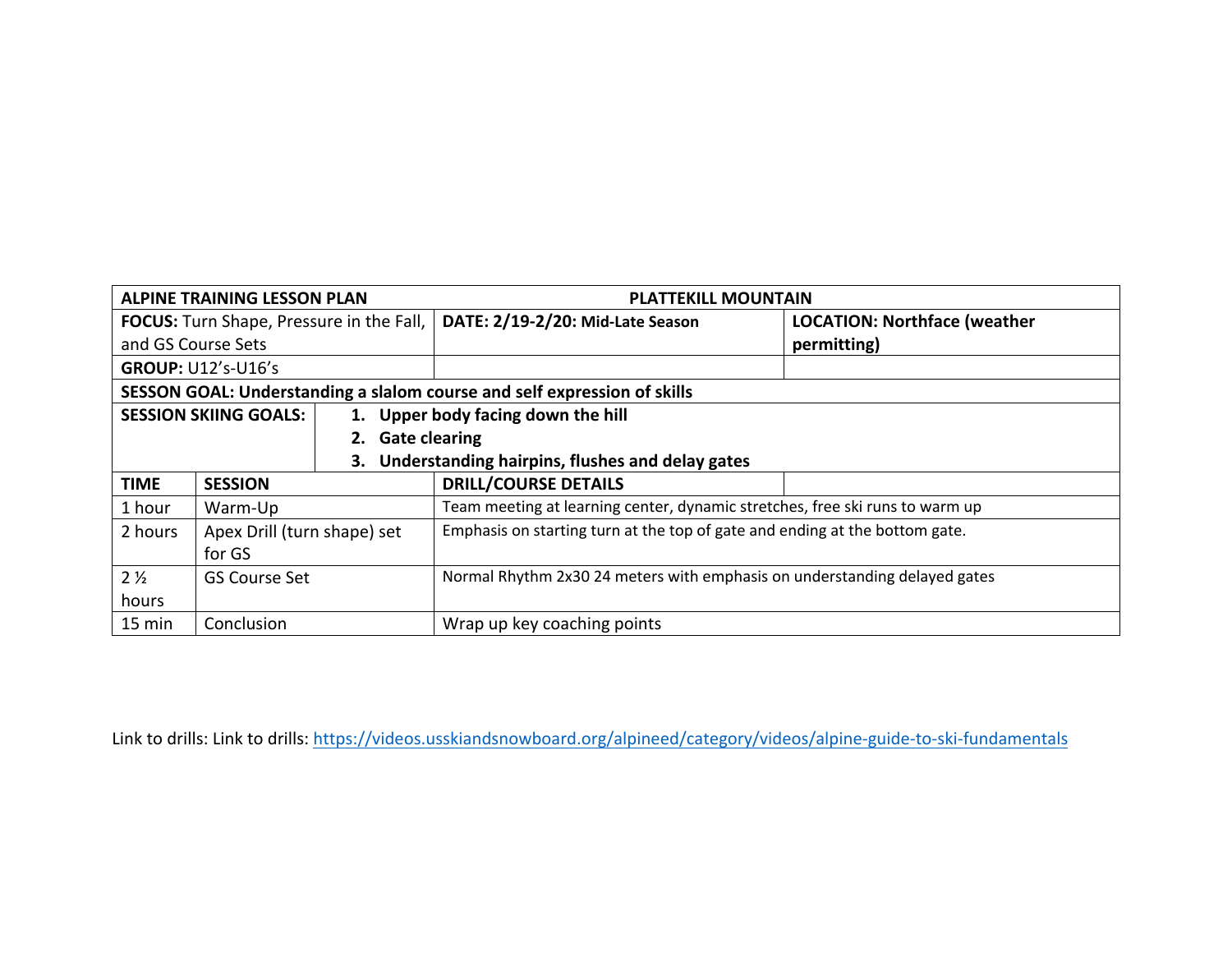| ALPINE TRAINING LESSON PLAN | | PLATTEKILL MOUNTAIN | |
|---|---|---|---|
| **FOCUS:** Turn Shape, Pressure in the Fall, and GS Course Sets | | **DATE: 2/19-2/20: Mid-Late Season** | **LOCATION: Northface (weather permitting)** |
| **GROUP:** U12's-U16's | | | |
| **SESSON GOAL: Understanding a slalom course and self expression of skills** | | | |
| **SESSION SKIING GOALS:** | | 1. **Upper body facing down the hill**<br>2. **Gate clearing**<br>3. **Understanding hairpins, flushes and delay gates** | |
| **TIME** | **SESSION** | **DRILL/COURSE DETAILS** | |
| 1 hour | Warm-Up | Team meeting at learning center, dynamic stretches, free ski runs to warm up | |
| 2 hours | Apex Drill (turn shape) set for GS | Emphasis on starting turn at the top of gate and ending at the bottom gate. | |
| 2 ½ hours | GS Course Set | Normal Rhythm 2x30 24 meters with emphasis on understanding delayed gates | |
| 15 min | Conclusion | Wrap up key coaching points | |

Link to drills: Link to drills: https://videos.usskiandsnowboard.org/alpineed/category/videos/alpine-guide-to-ski-fundamentals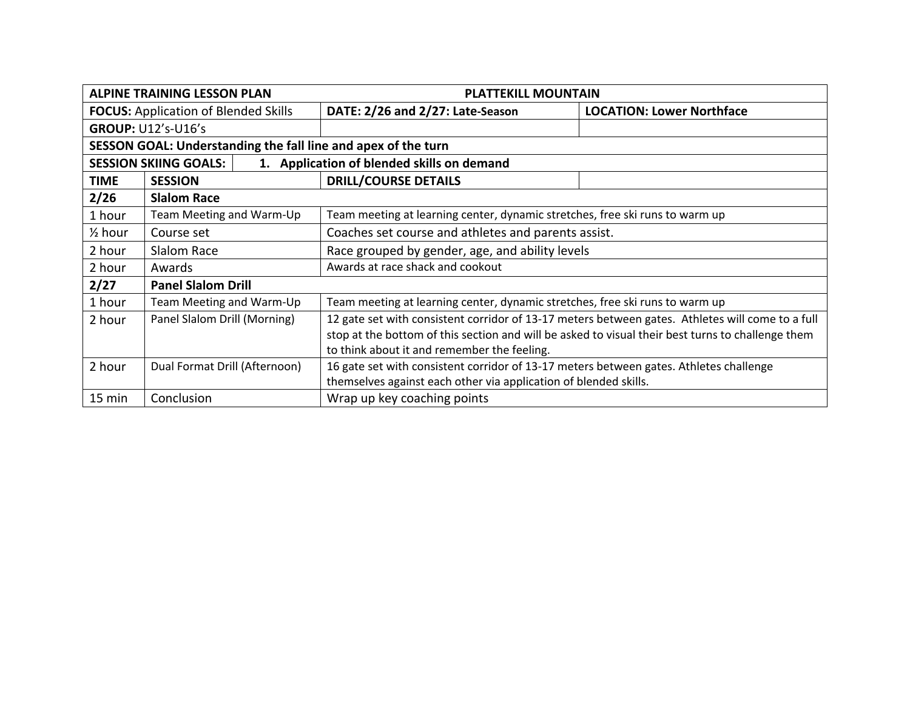| ALPINE TRAINING LESSON PLAN | | PLATTEKILL MOUNTAIN | |
|---|---|---|---|
| **FOCUS:** Application of Blended Skills | | **DATE: 2/26 and 2/27: Late-Season** | **LOCATION: Lower Northface** |
| **GROUP:** U12's-U16's | | | |
| **SESSON GOAL: Understanding the fall line and apex of the turn** | | | |
| **SESSION SKIING GOALS:** | **1. Application of blended skills on demand** | | |
| **TIME** | **SESSION** | **DRILL/COURSE DETAILS** | |
| **2/26** | **Slalom Race** | | |
| 1 hour | Team Meeting and Warm-Up | Team meeting at learning center, dynamic stretches, free ski runs to warm up | |
| ½ hour | Course set | Coaches set course and athletes and parents assist. | |
| 2 hour | Slalom Race | Race grouped by gender, age, and ability levels | |
| 2 hour | Awards | Awards at race shack and cookout | |
| **2/27** | **Panel Slalom Drill** | | |
| 1 hour | Team Meeting and Warm-Up | Team meeting at learning center, dynamic stretches, free ski runs to warm up | |
| 2 hour | Panel Slalom Drill (Morning) | 12 gate set with consistent corridor of 13-17 meters between gates. Athletes will come to a full stop at the bottom of this section and will be asked to visual their best turns to challenge them to think about it and remember the feeling. | |
| 2 hour | Dual Format Drill (Afternoon) | 16 gate set with consistent corridor of 13-17 meters between gates. Athletes challenge themselves against each other via application of blended skills. | |
| 15 min | Conclusion | Wrap up key coaching points | |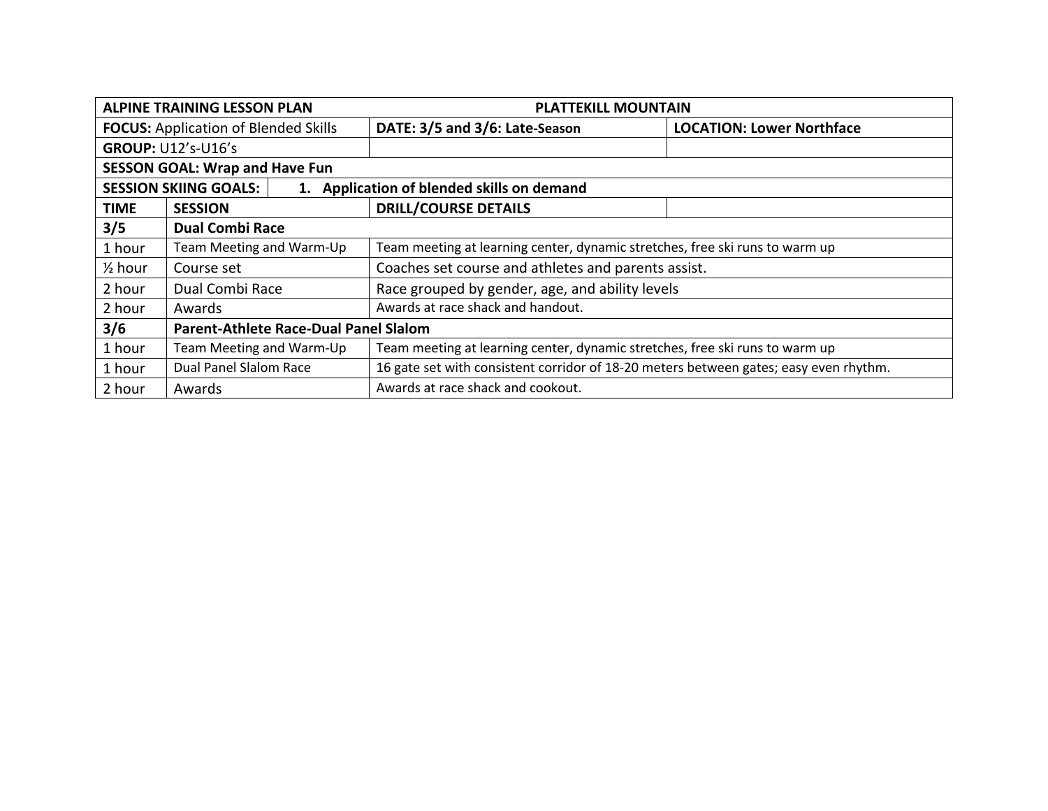| | | | |
|---|---|---|---|
| **ALPINE TRAINING LESSON PLAN** | | **PLATTEKILL MOUNTAIN** | |
| **FOCUS:** Application of Blended Skills | | **DATE: 3/5 and 3/6: Late-Season** | **LOCATION: Lower Northface** |
| **GROUP:** U12's-U16's | | | |
| **SESSON GOAL: Wrap and Have Fun** | | | |
| **SESSION SKIING GOALS:** | | **1. Application of blended skills on demand** | |
| **TIME** | **SESSION** | **DRILL/COURSE DETAILS** | |
| **3/5** | **Dual Combi Race** | | |
| 1 hour | Team Meeting and Warm-Up | Team meeting at learning center, dynamic stretches, free ski runs to warm up | |
| ½ hour | Course set | Coaches set course and athletes and parents assist. | |
| 2 hour | Dual Combi Race | Race grouped by gender, age, and ability levels | |
| 2 hour | Awards | Awards at race shack and handout. | |
| **3/6** | **Parent-Athlete Race-Dual Panel Slalom** | | |
| 1 hour | Team Meeting and Warm-Up | Team meeting at learning center, dynamic stretches, free ski runs to warm up | |
| 1 hour | Dual Panel Slalom Race | 16 gate set with consistent corridor of 18-20 meters between gates; easy even rhythm. | |
| 2 hour | Awards | Awards at race shack and cookout. | |